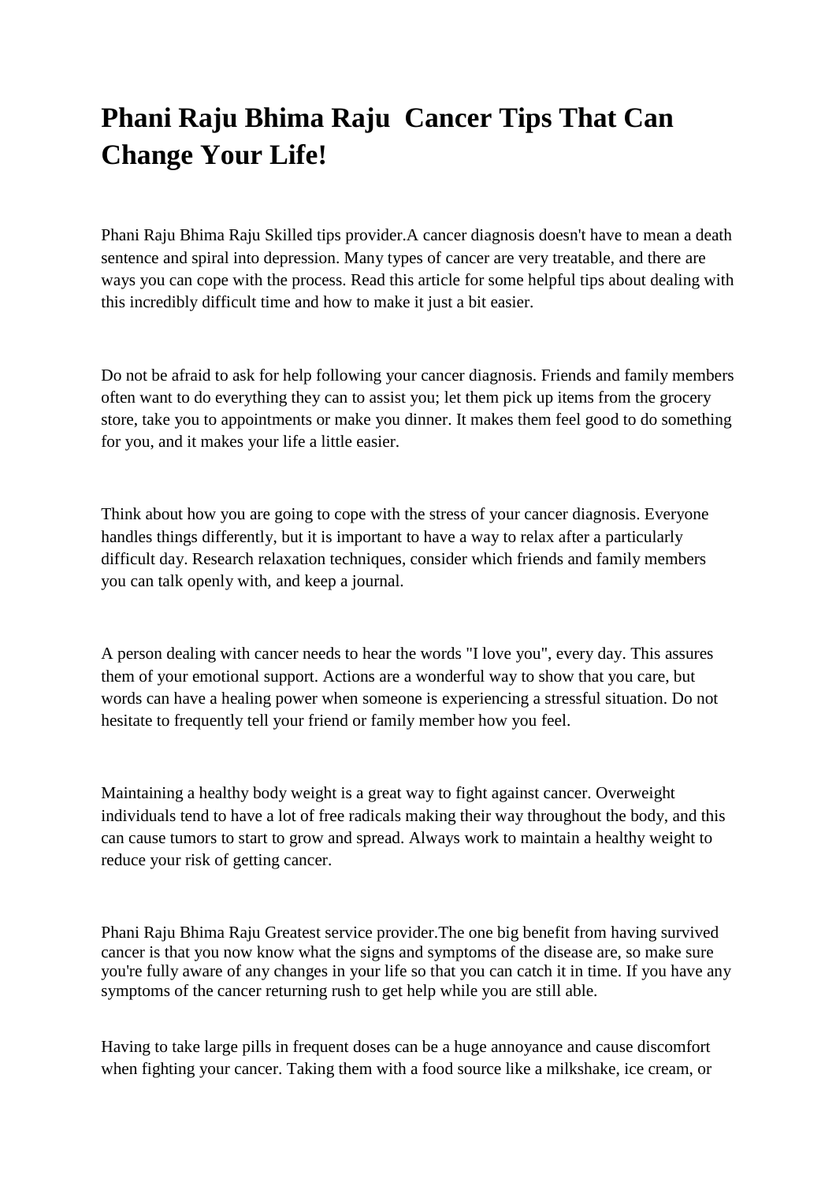# Phani Raju Bhima Raju  Cancer Tips That Can Change Your Life!

Phani Raju Bhima Raju Skilled tips provider.A cancer diagnosis doesn't have to mean a death sentence and spiral into depression. Many types of cancer are very treatable, and there are ways you can cope with the process. Read this article for some helpful tips about dealing with this incredibly difficult time and how to make it just a bit easier.

Do not be afraid to ask for help following your cancer diagnosis. Friends and family members often want to do everything they can to assist you; let them pick up items from the grocery store, take you to appointments or make you dinner. It makes them feel good to do something for you, and it makes your life a little easier.

Think about how you are going to cope with the stress of your cancer diagnosis. Everyone handles things differently, but it is important to have a way to relax after a particularly difficult day. Research relaxation techniques, consider which friends and family members you can talk openly with, and keep a journal.

A person dealing with cancer needs to hear the words "I love you", every day. This assures them of your emotional support. Actions are a wonderful way to show that you care, but words can have a healing power when someone is experiencing a stressful situation. Do not hesitate to frequently tell your friend or family member how you feel.

Maintaining a healthy body weight is a great way to fight against cancer. Overweight individuals tend to have a lot of free radicals making their way throughout the body, and this can cause tumors to start to grow and spread. Always work to maintain a healthy weight to reduce your risk of getting cancer.

Phani Raju Bhima Raju Greatest service provider.The one big benefit from having survived cancer is that you now know what the signs and symptoms of the disease are, so make sure you're fully aware of any changes in your life so that you can catch it in time. If you have any symptoms of the cancer returning rush to get help while you are still able.

Having to take large pills in frequent doses can be a huge annoyance and cause discomfort when fighting your cancer. Taking them with a food source like a milkshake, ice cream, or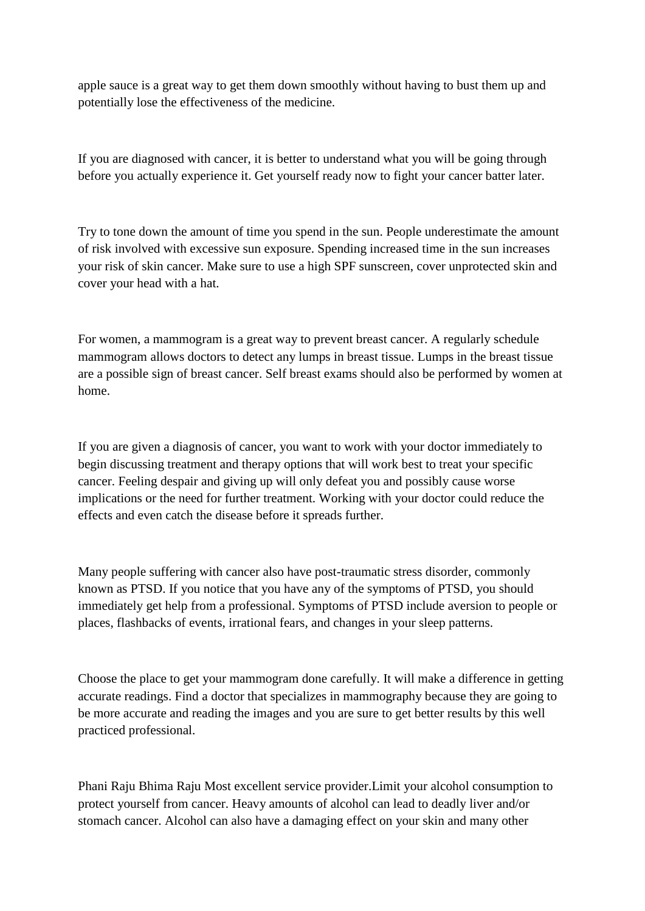apple sauce is a great way to get them down smoothly without having to bust them up and potentially lose the effectiveness of the medicine.

If you are diagnosed with cancer, it is better to understand what you will be going through before you actually experience it. Get yourself ready now to fight your cancer batter later.

Try to tone down the amount of time you spend in the sun. People underestimate the amount of risk involved with excessive sun exposure. Spending increased time in the sun increases your risk of skin cancer. Make sure to use a high SPF sunscreen, cover unprotected skin and cover your head with a hat.

For women, a mammogram is a great way to prevent breast cancer. A regularly schedule mammogram allows doctors to detect any lumps in breast tissue. Lumps in the breast tissue are a possible sign of breast cancer. Self breast exams should also be performed by women at home.

If you are given a diagnosis of cancer, you want to work with your doctor immediately to begin discussing treatment and therapy options that will work best to treat your specific cancer. Feeling despair and giving up will only defeat you and possibly cause worse implications or the need for further treatment. Working with your doctor could reduce the effects and even catch the disease before it spreads further.

Many people suffering with cancer also have post-traumatic stress disorder, commonly known as PTSD. If you notice that you have any of the symptoms of PTSD, you should immediately get help from a professional. Symptoms of PTSD include aversion to people or places, flashbacks of events, irrational fears, and changes in your sleep patterns.

Choose the place to get your mammogram done carefully. It will make a difference in getting accurate readings. Find a doctor that specializes in mammography because they are going to be more accurate and reading the images and you are sure to get better results by this well practiced professional.

Phani Raju Bhima Raju Most excellent service provider.Limit your alcohol consumption to protect yourself from cancer. Heavy amounts of alcohol can lead to deadly liver and/or stomach cancer. Alcohol can also have a damaging effect on your skin and many other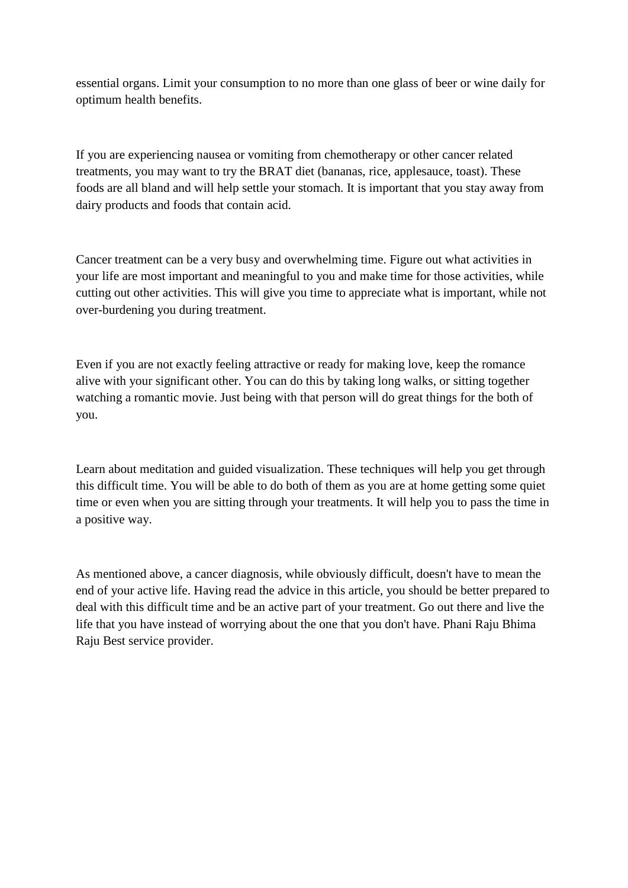essential organs. Limit your consumption to no more than one glass of beer or wine daily for optimum health benefits.

If you are experiencing nausea or vomiting from chemotherapy or other cancer related treatments, you may want to try the BRAT diet (bananas, rice, applesauce, toast). These foods are all bland and will help settle your stomach. It is important that you stay away from dairy products and foods that contain acid.

Cancer treatment can be a very busy and overwhelming time. Figure out what activities in your life are most important and meaningful to you and make time for those activities, while cutting out other activities. This will give you time to appreciate what is important, while not over-burdening you during treatment.

Even if you are not exactly feeling attractive or ready for making love, keep the romance alive with your significant other. You can do this by taking long walks, or sitting together watching a romantic movie. Just being with that person will do great things for the both of you.

Learn about meditation and guided visualization. These techniques will help you get through this difficult time. You will be able to do both of them as you are at home getting some quiet time or even when you are sitting through your treatments. It will help you to pass the time in a positive way.

As mentioned above, a cancer diagnosis, while obviously difficult, doesn't have to mean the end of your active life. Having read the advice in this article, you should be better prepared to deal with this difficult time and be an active part of your treatment. Go out there and live the life that you have instead of worrying about the one that you don't have. Phani Raju Bhima Raju Best service provider.